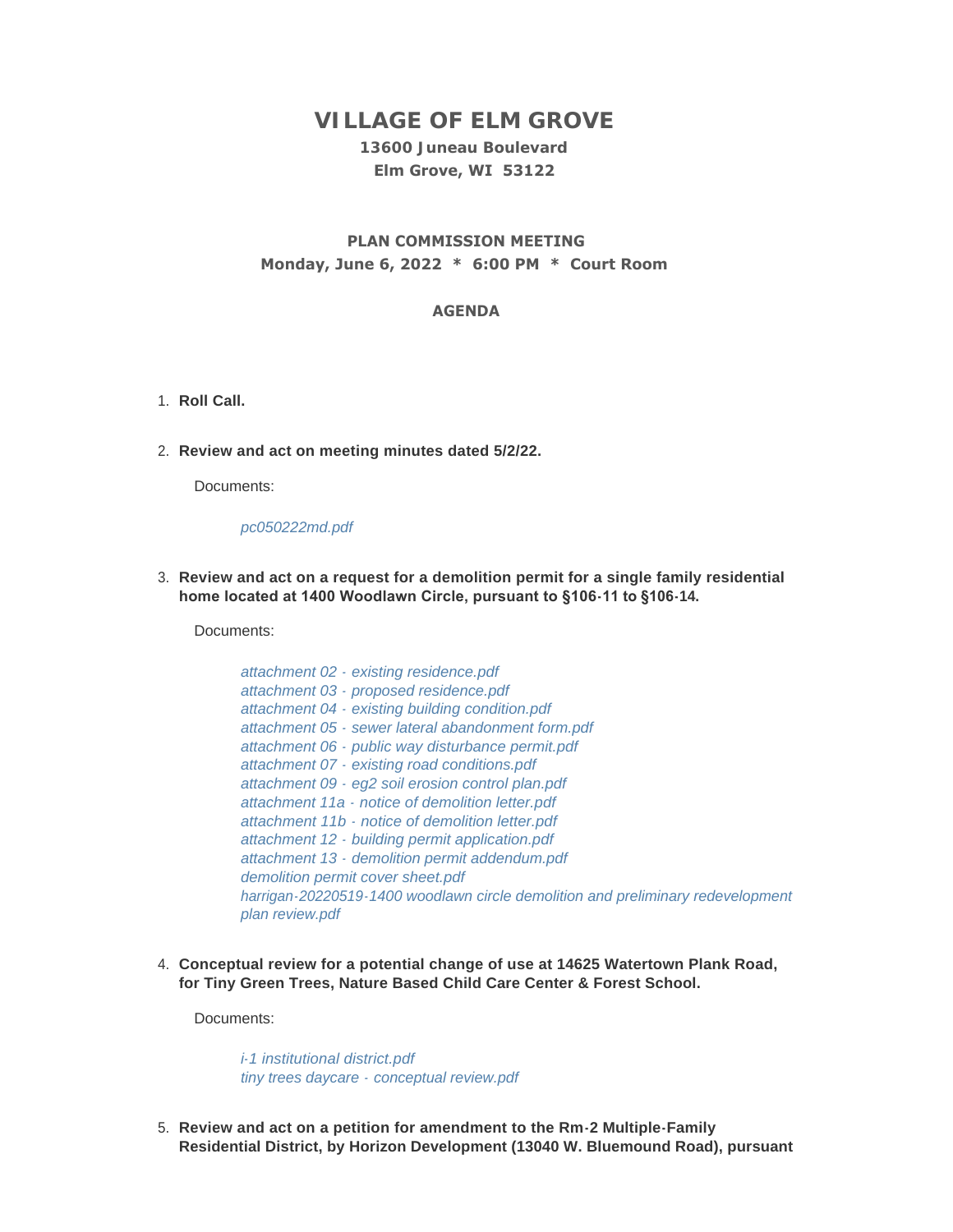# VILLAGE OF ELM GROVE

**13600 Juneau Boulevard**
**Elm Grove, WI 53122**

**PLAN COMMISSION MEETING**
**Monday, June 6, 2022 * 6:00 PM * Court Room**

**AGENDA**

1. **Roll Call.**

2. **Review and act on meeting minutes dated 5/2/22.**

   Documents:

   *pc050222md.pdf*

3. **Review and act on a request for a demolition permit for a single family residential home located at 1400 Woodlawn Circle, pursuant to §106-11 to §106-14.**

   Documents:

   *attachment 02 - existing residence.pdf*
   *attachment 03 - proposed residence.pdf*
   *attachment 04 - existing building condition.pdf*
   *attachment 05 - sewer lateral abandonment form.pdf*
   *attachment 06 - public way disturbance permit.pdf*
   *attachment 07 - existing road conditions.pdf*
   *attachment 09 - eg2 soil erosion control plan.pdf*
   *attachment 11a - notice of demolition letter.pdf*
   *attachment 11b - notice of demolition letter.pdf*
   *attachment 12 - building permit application.pdf*
   *attachment 13 - demolition permit addendum.pdf*
   *demolition permit cover sheet.pdf*
   *harrigan-20220519-1400 woodlawn circle demolition and preliminary redevelopment plan review.pdf*

4. **Conceptual review for a potential change of use at 14625 Watertown Plank Road, for Tiny Green Trees, Nature Based Child Care Center & Forest School.**

   Documents:

   *i-1 institutional district.pdf*
   *tiny trees daycare - conceptual review.pdf*

5. **Review and act on a petition for amendment to the Rm-2 Multiple-Family Residential District, by Horizon Development (13040 W. Bluemound Road), pursuant**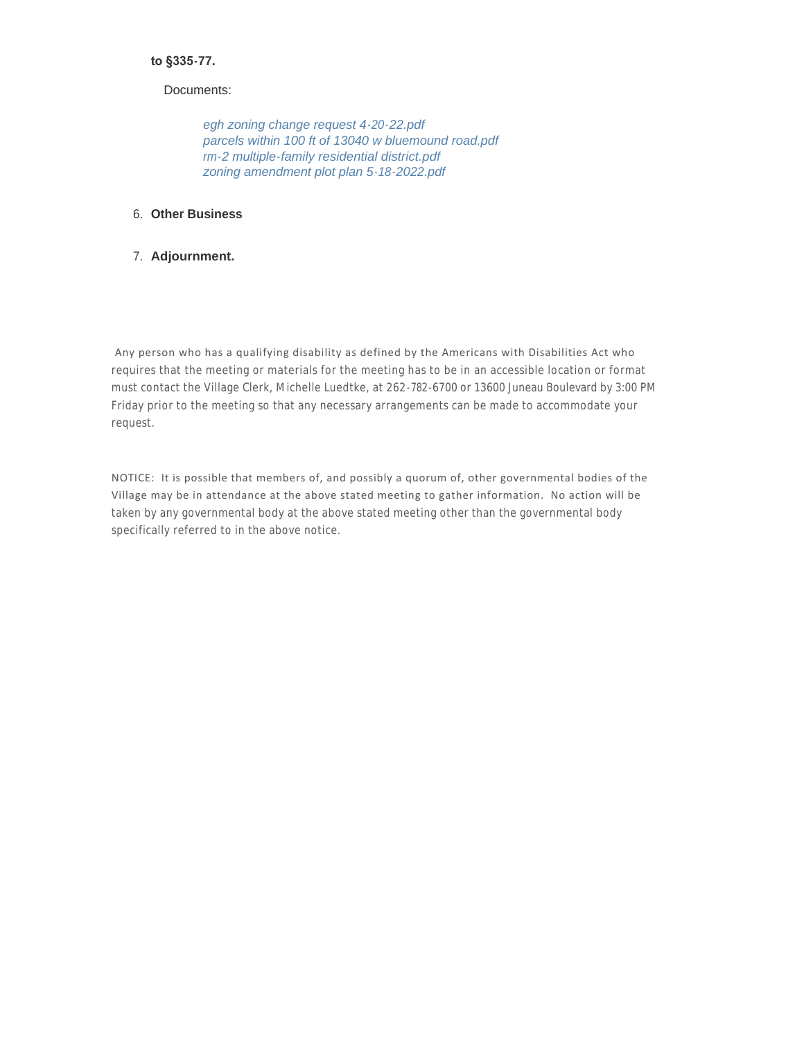**to §335-77.**

Documents:

*egh zoning change request 4-20-22.pdf*
*parcels within 100 ft of 13040 w bluemound road.pdf*
*rm-2 multiple-family residential district.pdf*
*zoning amendment plot plan 5-18-2022.pdf*

6. **Other Business**

7. **Adjournment.**

Any person who has a qualifying disability as defined by the Americans with Disabilities Act who requires that the meeting or materials for the meeting has to be in an accessible location or format must contact the Village Clerk, Michelle Luedtke, at 262-782-6700 or 13600 Juneau Boulevard by 3:00 PM Friday prior to the meeting so that any necessary arrangements can be made to accommodate your request.

NOTICE: It is possible that members of, and possibly a quorum of, other governmental bodies of the Village may be in attendance at the above stated meeting to gather information. No action will be taken by any governmental body at the above stated meeting other than the governmental body specifically referred to in the above notice.